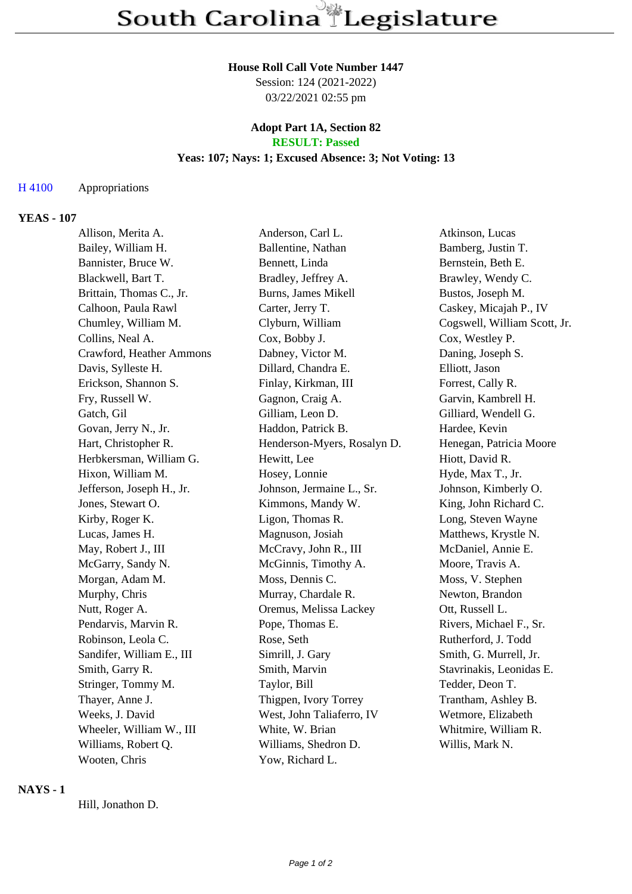# South Carolina Legislature

**House Roll Call Vote Number 1447**
Session: 124 (2021-2022)
03/22/2021 02:55 pm

**Adopt Part 1A, Section 82**
**RESULT: Passed**
**Yeas: 107; Nays: 1; Excused Absence: 3; Not Voting: 13**

H 4100 Appropriations

## YEAS - 107

| | | |
|---|---|---|
| Allison, Merita A. | Anderson, Carl L. | Atkinson, Lucas |
| Bailey, William H. | Ballentine, Nathan | Bamberg, Justin T. |
| Bannister, Bruce W. | Bennett, Linda | Bernstein, Beth E. |
| Blackwell, Bart T. | Bradley, Jeffrey A. | Brawley, Wendy C. |
| Brittain, Thomas C., Jr. | Burns, James Mikell | Bustos, Joseph M. |
| Calhoon, Paula Rawl | Carter, Jerry T. | Caskey, Micajah P., IV |
| Chumley, William M. | Clyburn, William | Cogswell, William Scott, Jr. |
| Collins, Neal A. | Cox, Bobby J. | Cox, Westley P. |
| Crawford, Heather Ammons | Dabney, Victor M. | Daning, Joseph S. |
| Davis, Sylleste H. | Dillard, Chandra E. | Elliott, Jason |
| Erickson, Shannon S. | Finlay, Kirkman, III | Forrest, Cally R. |
| Fry, Russell W. | Gagnon, Craig A. | Garvin, Kambrell H. |
| Gatch, Gil | Gilliam, Leon D. | Gilliard, Wendell G. |
| Govan, Jerry N., Jr. | Haddon, Patrick B. | Hardee, Kevin |
| Hart, Christopher R. | Henderson-Myers, Rosalyn D. | Henegan, Patricia Moore |
| Herbkersman, William G. | Hewitt, Lee | Hiott, David R. |
| Hixon, William M. | Hosey, Lonnie | Hyde, Max T., Jr. |
| Jefferson, Joseph H., Jr. | Johnson, Jermaine L., Sr. | Johnson, Kimberly O. |
| Jones, Stewart O. | Kimmons, Mandy W. | King, John Richard C. |
| Kirby, Roger K. | Ligon, Thomas R. | Long, Steven Wayne |
| Lucas, James H. | Magnuson, Josiah | Matthews, Krystle N. |
| May, Robert J., III | McCravy, John R., III | McDaniel, Annie E. |
| McGarry, Sandy N. | McGinnis, Timothy A. | Moore, Travis A. |
| Morgan, Adam M. | Moss, Dennis C. | Moss, V. Stephen |
| Murphy, Chris | Murray, Chardale R. | Newton, Brandon |
| Nutt, Roger A. | Oremus, Melissa Lackey | Ott, Russell L. |
| Pendarvis, Marvin R. | Pope, Thomas E. | Rivers, Michael F., Sr. |
| Robinson, Leola C. | Rose, Seth | Rutherford, J. Todd |
| Sandifer, William E., III | Simrill, J. Gary | Smith, G. Murrell, Jr. |
| Smith, Garry R. | Smith, Marvin | Stavrinakis, Leonidas E. |
| Stringer, Tommy M. | Taylor, Bill | Tedder, Deon T. |
| Thayer, Anne J. | Thigpen, Ivory Torrey | Trantham, Ashley B. |
| Weeks, J. David | West, John Taliaferro, IV | Wetmore, Elizabeth |
| Wheeler, William W., III | White, W. Brian | Whitmire, William R. |
| Williams, Robert Q. | Williams, Shedron D. | Willis, Mark N. |
| Wooten, Chris | Yow, Richard L. | |

## NAYS - 1

Hill, Jonathon D.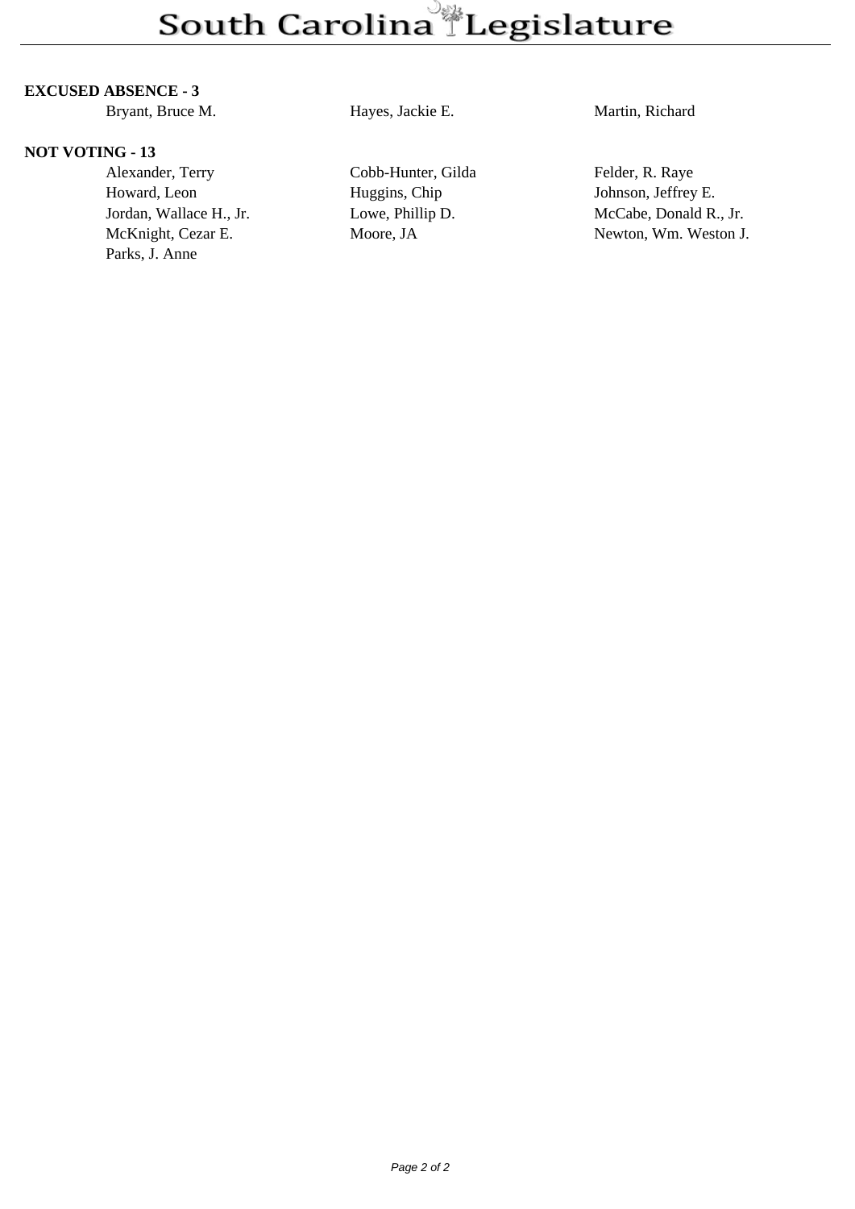**EXCUSED ABSENCE - 3**

| | | |
|---|---|---|
| Bryant, Bruce M. | Hayes, Jackie E. | Martin, Richard |

**NOT VOTING - 13**

| | | |
|---|---|---|
| Alexander, Terry | Cobb-Hunter, Gilda | Felder, R. Raye |
| Howard, Leon | Huggins, Chip | Johnson, Jeffrey E. |
| Jordan, Wallace H., Jr. | Lowe, Phillip D. | McCabe, Donald R., Jr. |
| McKnight, Cezar E. | Moore, JA | Newton, Wm. Weston J. |
| Parks, J. Anne | | |